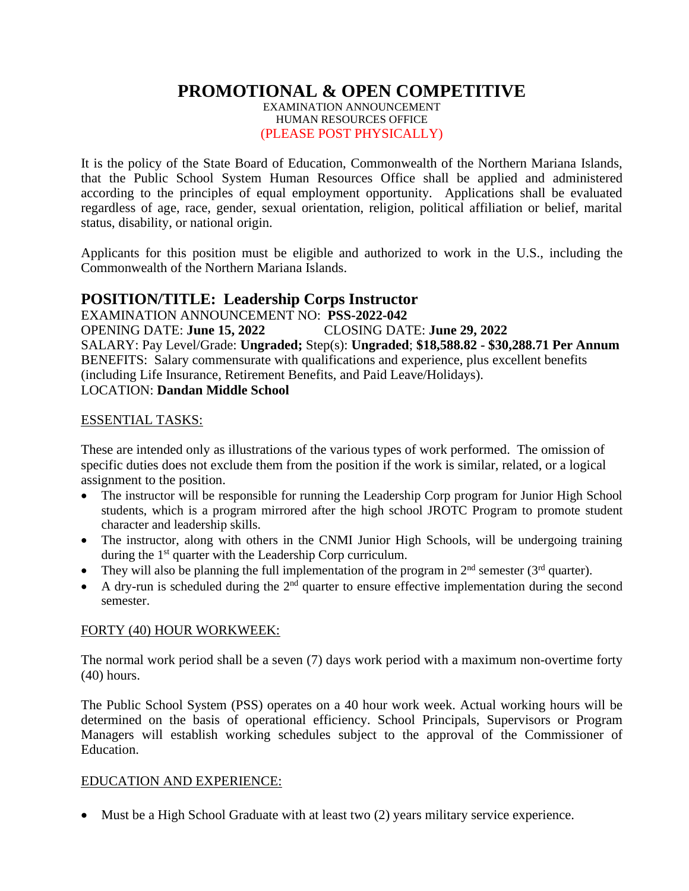# PROMOTIONAL & OPEN COMPETITIVE

EXAMINATION ANNOUNCEMENT
HUMAN RESOURCES OFFICE
(PLEASE POST PHYSICALLY)

It is the policy of the State Board of Education, Commonwealth of the Northern Mariana Islands, that the Public School System Human Resources Office shall be applied and administered according to the principles of equal employment opportunity. Applications shall be evaluated regardless of age, race, gender, sexual orientation, religion, political affiliation or belief, marital status, disability, or national origin.

Applicants for this position must be eligible and authorized to work in the U.S., including the Commonwealth of the Northern Mariana Islands.

## POSITION/TITLE: Leadership Corps Instructor

EXAMINATION ANNOUNCEMENT NO: **PSS-2022-042**
OPENING DATE: **June 15, 2022** CLOSING DATE: **June 29, 2022**
SALARY: Pay Level/Grade: **Ungraded;** Step(s): **Ungraded**; **$18,588.82 - $30,288.71 Per Annum**
BENEFITS: Salary commensurate with qualifications and experience, plus excellent benefits (including Life Insurance, Retirement Benefits, and Paid Leave/Holidays).
LOCATION: **Dandan Middle School**

### ESSENTIAL TASKS:

These are intended only as illustrations of the various types of work performed. The omission of specific duties does not exclude them from the position if the work is similar, related, or a logical assignment to the position.

- The instructor will be responsible for running the Leadership Corp program for Junior High School students, which is a program mirrored after the high school JROTC Program to promote student character and leadership skills.
- The instructor, along with others in the CNMI Junior High Schools, will be undergoing training during the 1st quarter with the Leadership Corp curriculum.
- They will also be planning the full implementation of the program in 2nd semester (3rd quarter).
- A dry-run is scheduled during the 2nd quarter to ensure effective implementation during the second semester.

### FORTY (40) HOUR WORKWEEK:

The normal work period shall be a seven (7) days work period with a maximum non-overtime forty (40) hours.

The Public School System (PSS) operates on a 40 hour work week. Actual working hours will be determined on the basis of operational efficiency. School Principals, Supervisors or Program Managers will establish working schedules subject to the approval of the Commissioner of Education.

### EDUCATION AND EXPERIENCE:

- Must be a High School Graduate with at least two (2) years military service experience.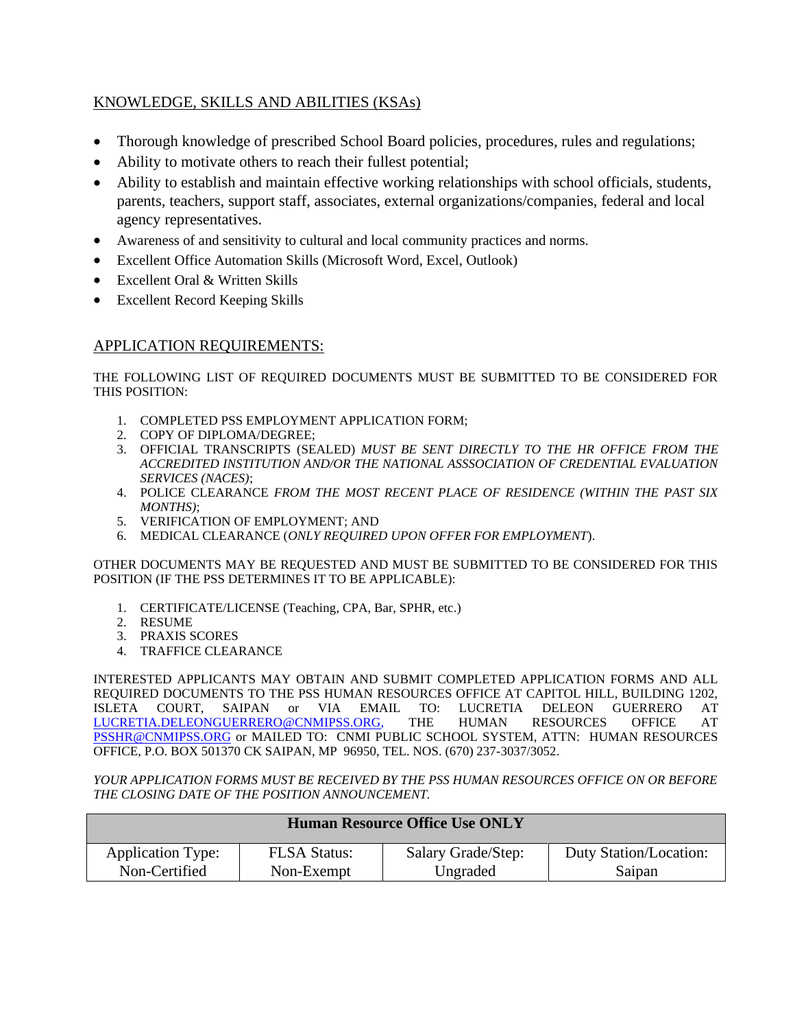## KNOWLEDGE, SKILLS AND ABILITIES (KSAs)

- Thorough knowledge of prescribed School Board policies, procedures, rules and regulations;
- Ability to motivate others to reach their fullest potential;
- Ability to establish and maintain effective working relationships with school officials, students, parents, teachers, support staff, associates, external organizations/companies, federal and local agency representatives.
- Awareness of and sensitivity to cultural and local community practices and norms.
- Excellent Office Automation Skills (Microsoft Word, Excel, Outlook)
- Excellent Oral & Written Skills
- Excellent Record Keeping Skills

## APPLICATION REQUIREMENTS:

THE FOLLOWING LIST OF REQUIRED DOCUMENTS MUST BE SUBMITTED TO BE CONSIDERED FOR THIS POSITION:

1. COMPLETED PSS EMPLOYMENT APPLICATION FORM;
2. COPY OF DIPLOMA/DEGREE;
3. OFFICIAL TRANSCRIPTS (SEALED) *MUST BE SENT DIRECTLY TO THE HR OFFICE FROM THE ACCREDITED INSTITUTION AND/OR THE NATIONAL ASSSOCIATION OF CREDENTIAL EVALUATION SERVICES (NACES)*;
4. POLICE CLEARANCE *FROM THE MOST RECENT PLACE OF RESIDENCE (WITHIN THE PAST SIX MONTHS)*;
5. VERIFICATION OF EMPLOYMENT; AND
6. MEDICAL CLEARANCE (*ONLY REQUIRED UPON OFFER FOR EMPLOYMENT*).

OTHER DOCUMENTS MAY BE REQUESTED AND MUST BE SUBMITTED TO BE CONSIDERED FOR THIS POSITION (IF THE PSS DETERMINES IT TO BE APPLICABLE):

1. CERTIFICATE/LICENSE (Teaching, CPA, Bar, SPHR, etc.)
2. RESUME
3. PRAXIS SCORES
4. TRAFFICE CLEARANCE

INTERESTED APPLICANTS MAY OBTAIN AND SUBMIT COMPLETED APPLICATION FORMS AND ALL REQUIRED DOCUMENTS TO THE PSS HUMAN RESOURCES OFFICE AT CAPITOL HILL, BUILDING 1202, ISLETA COURT, SAIPAN or VIA EMAIL TO: LUCRETIA DELEON GUERRERO AT LUCRETIA.DELEONGUERRERO@CNMIPSS.ORG, THE HUMAN RESOURCES OFFICE AT PSSHR@CNMIPSS.ORG or MAILED TO: CNMI PUBLIC SCHOOL SYSTEM, ATTN: HUMAN RESOURCES OFFICE, P.O. BOX 501370 CK SAIPAN, MP 96950, TEL. NOS. (670) 237-3037/3052.

*YOUR APPLICATION FORMS MUST BE RECEIVED BY THE PSS HUMAN RESOURCES OFFICE ON OR BEFORE THE CLOSING DATE OF THE POSITION ANNOUNCEMENT.*

| **Human Resource Office Use ONLY** | | | |
|---|---|---|---|
| Application Type: Non-Certified | FLSA Status: Non-Exempt | Salary Grade/Step: Ungraded | Duty Station/Location: Saipan |